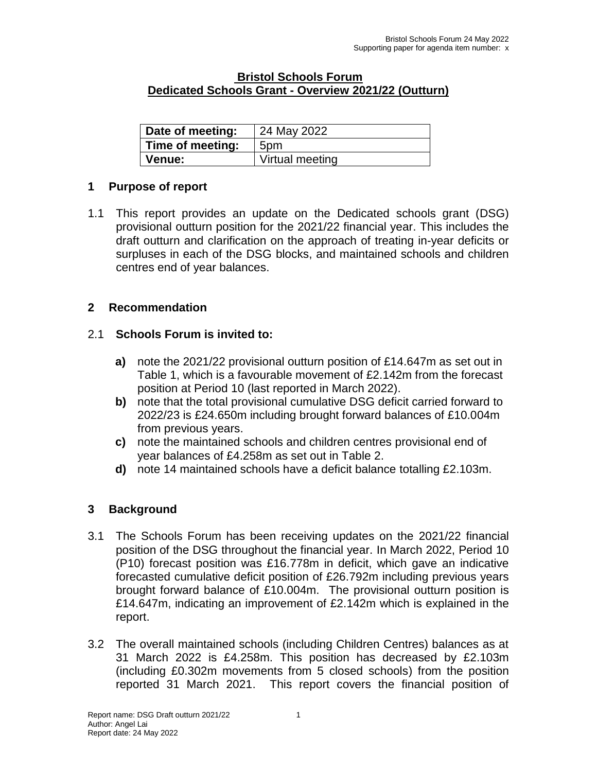# Bristol Schools Forum
## Dedicated Schools Grant - Overview 2021/22 (Outturn)

| **Date of meeting:** | 24 May 2022 |
|---|---|
| **Time of meeting:** | 5pm |
| **Venue:** | Virtual meeting |

## 1 Purpose of report

1.1 This report provides an update on the Dedicated schools grant (DSG) provisional outturn position for the 2021/22 financial year. This includes the draft outturn and clarification on the approach of treating in-year deficits or surpluses in each of the DSG blocks, and maintained schools and children centres end of year balances.

## 2 Recommendation

2.1 **Schools Forum is invited to:**

- **a)** note the 2021/22 provisional outturn position of £14.647m as set out in Table 1, which is a favourable movement of £2.142m from the forecast position at Period 10 (last reported in March 2022).
- **b)** note that the total provisional cumulative DSG deficit carried forward to 2022/23 is £24.650m including brought forward balances of £10.004m from previous years.
- **c)** note the maintained schools and children centres provisional end of year balances of £4.258m as set out in Table 2.
- **d)** note 14 maintained schools have a deficit balance totalling £2.103m.

## 3 Background

3.1 The Schools Forum has been receiving updates on the 2021/22 financial position of the DSG throughout the financial year. In March 2022, Period 10 (P10) forecast position was £16.778m in deficit, which gave an indicative forecasted cumulative deficit position of £26.792m including previous years brought forward balance of £10.004m. The provisional outturn position is £14.647m, indicating an improvement of £2.142m which is explained in the report.

3.2 The overall maintained schools (including Children Centres) balances as at 31 March 2022 is £4.258m. This position has decreased by £2.103m (including £0.302m movements from 5 closed schools) from the position reported 31 March 2021. This report covers the financial position of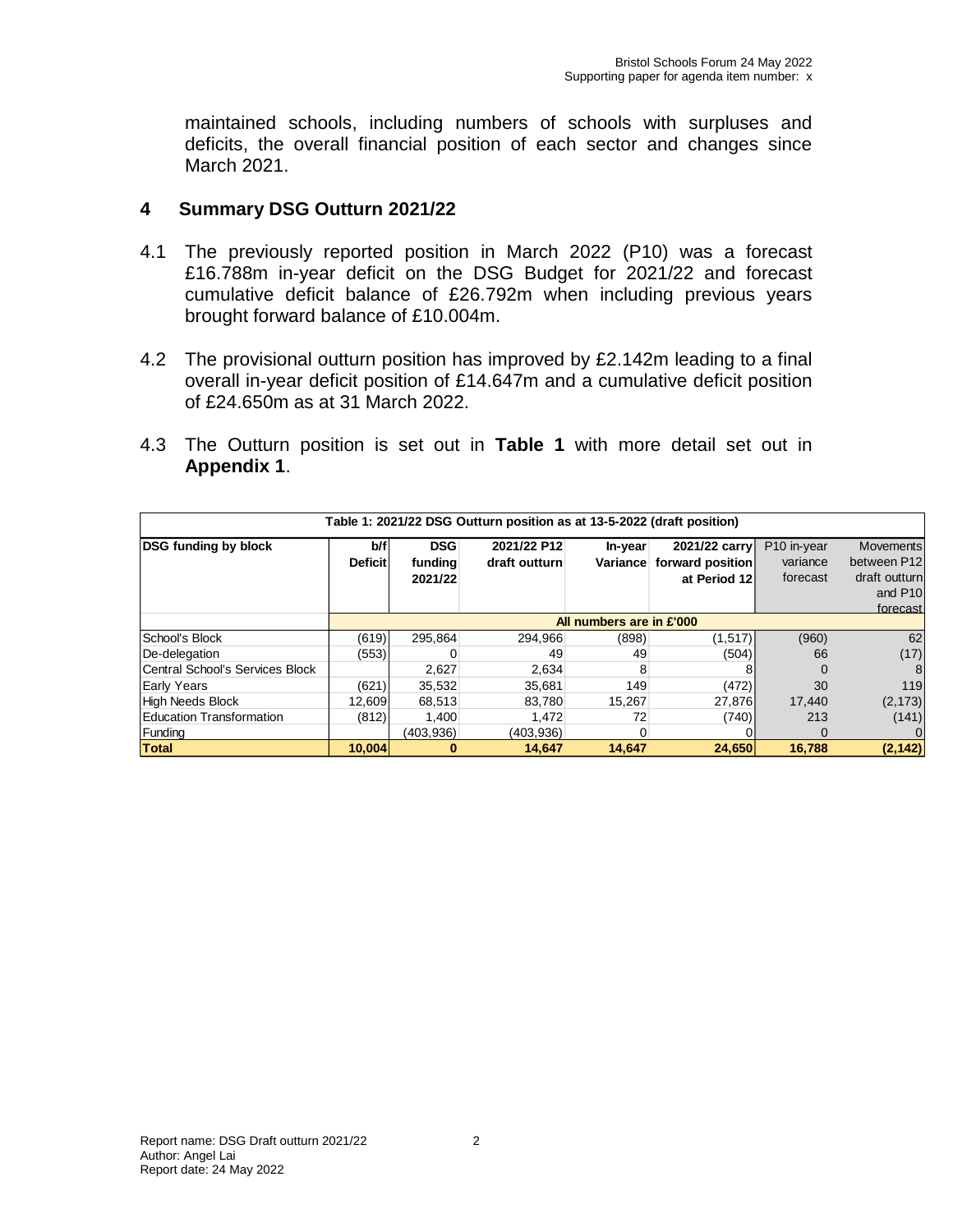maintained schools, including numbers of schools with surpluses and deficits, the overall financial position of each sector and changes since March 2021.

## 4 Summary DSG Outturn 2021/22

4.1 The previously reported position in March 2022 (P10) was a forecast £16.788m in-year deficit on the DSG Budget for 2021/22 and forecast cumulative deficit balance of £26.792m when including previous years brought forward balance of £10.004m.

4.2 The provisional outturn position has improved by £2.142m leading to a final overall in-year deficit position of £14.647m and a cumulative deficit position of £24.650m as at 31 March 2022.

4.3 The Outturn position is set out in **Table 1** with more detail set out in **Appendix 1**.

| Table 1: 2021/22 DSG Outturn position as at 13-5-2022 (draft position) | | | | | | | |
|---|---|---|---|---|---|---|---|
| **DSG funding by block** | **b/f Deficit** | **DSG funding 2021/22** | **2021/22 P12 draft outturn** | **In-year Variance** | **2021/22 carry forward position at Period 12** | P10 in-year variance forecast | Movements between P12 draft outturn and P10 forecast |
| | All numbers are in £'000 | | | | | | |
| School's Block | (619) | 295,864 | 294,966 | (898) | (1,517) | (960) | 62 |
| De-delegation | (553) | 0 | 49 | 49 | (504) | 66 | (17) |
| Central School's Services Block | | 2,627 | 2,634 | 8 | 8 | 0 | 8 |
| Early Years | (621) | 35,532 | 35,681 | 149 | (472) | 30 | 119 |
| High Needs Block | 12,609 | 68,513 | 83,780 | 15,267 | 27,876 | 17,440 | (2,173) |
| Education Transformation | (812) | 1,400 | 1,472 | 72 | (740) | 213 | (141) |
| Funding | | (403,936) | (403,936) | 0 | 0 | 0 | 0 |
| **Total** | **10,004** | **0** | **14,647** | **14,647** | **24,650** | **16,788** | **(2,142)** |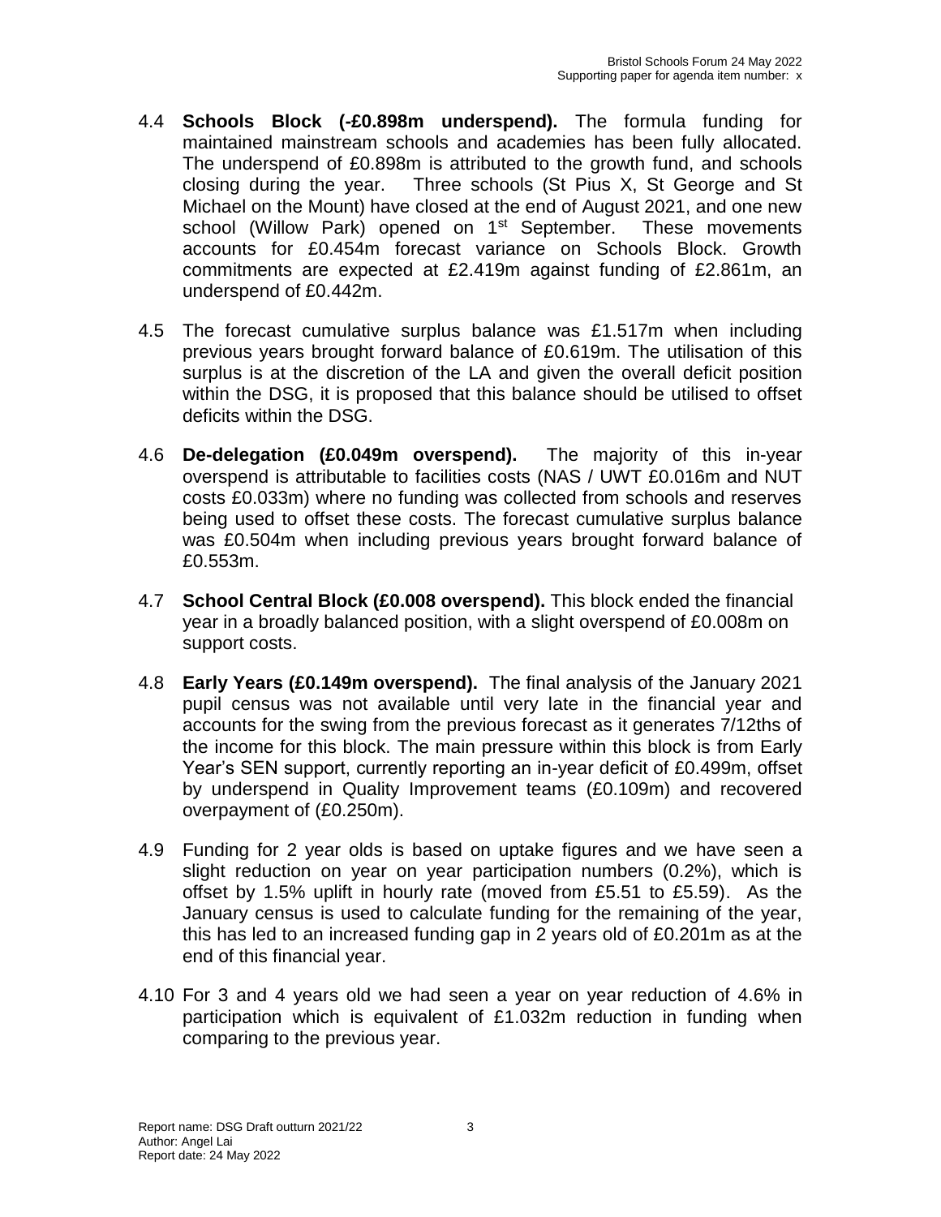4.4 **Schools Block (-£0.898m underspend).** The formula funding for maintained mainstream schools and academies has been fully allocated. The underspend of £0.898m is attributed to the growth fund, and schools closing during the year. Three schools (St Pius X, St George and St Michael on the Mount) have closed at the end of August 2021, and one new school (Willow Park) opened on 1st September. These movements accounts for £0.454m forecast variance on Schools Block. Growth commitments are expected at £2.419m against funding of £2.861m, an underspend of £0.442m.

4.5 The forecast cumulative surplus balance was £1.517m when including previous years brought forward balance of £0.619m. The utilisation of this surplus is at the discretion of the LA and given the overall deficit position within the DSG, it is proposed that this balance should be utilised to offset deficits within the DSG.

4.6 **De-delegation (£0.049m overspend).** The majority of this in-year overspend is attributable to facilities costs (NAS / UWT £0.016m and NUT costs £0.033m) where no funding was collected from schools and reserves being used to offset these costs. The forecast cumulative surplus balance was £0.504m when including previous years brought forward balance of £0.553m.

4.7 **School Central Block (£0.008 overspend).** This block ended the financial year in a broadly balanced position, with a slight overspend of £0.008m on support costs.

4.8 **Early Years (£0.149m overspend).** The final analysis of the January 2021 pupil census was not available until very late in the financial year and accounts for the swing from the previous forecast as it generates 7/12ths of the income for this block. The main pressure within this block is from Early Year's SEN support, currently reporting an in-year deficit of £0.499m, offset by underspend in Quality Improvement teams (£0.109m) and recovered overpayment of (£0.250m).

4.9 Funding for 2 year olds is based on uptake figures and we have seen a slight reduction on year on year participation numbers (0.2%), which is offset by 1.5% uplift in hourly rate (moved from £5.51 to £5.59). As the January census is used to calculate funding for the remaining of the year, this has led to an increased funding gap in 2 years old of £0.201m as at the end of this financial year.

4.10 For 3 and 4 years old we had seen a year on year reduction of 4.6% in participation which is equivalent of £1.032m reduction in funding when comparing to the previous year.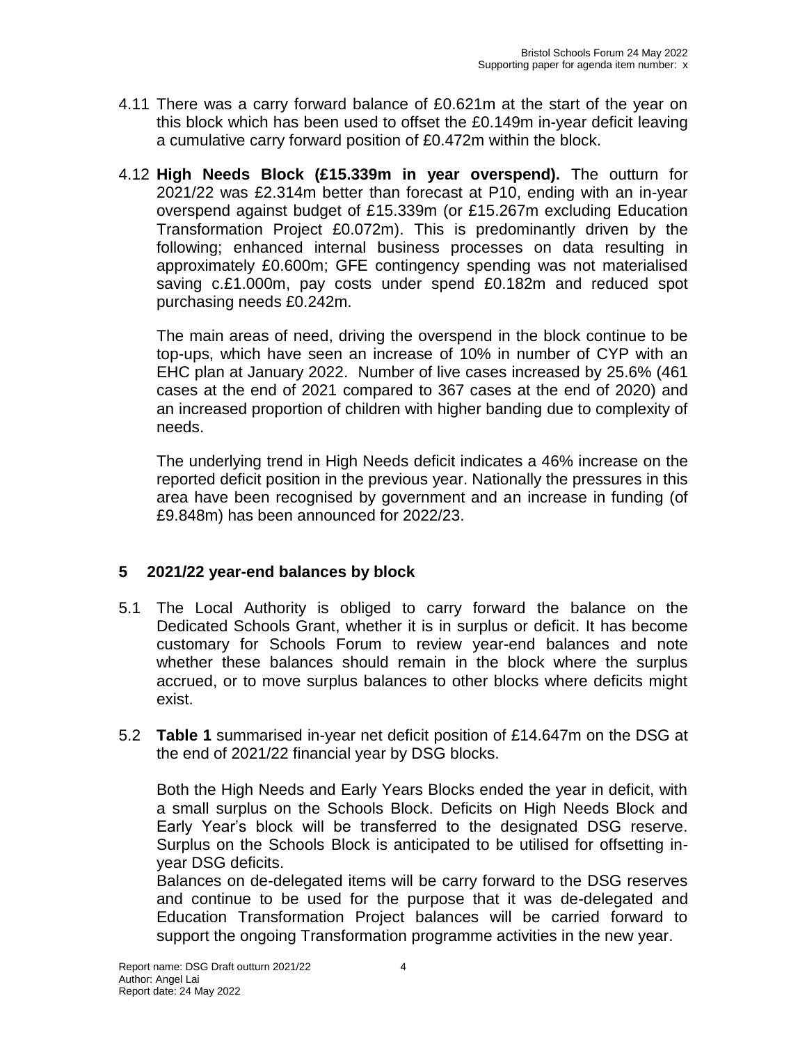4.11 There was a carry forward balance of £0.621m at the start of the year on this block which has been used to offset the £0.149m in-year deficit leaving a cumulative carry forward position of £0.472m within the block.

4.12 **High Needs Block (£15.339m in year overspend).** The outturn for 2021/22 was £2.314m better than forecast at P10, ending with an in-year overspend against budget of £15.339m (or £15.267m excluding Education Transformation Project £0.072m). This is predominantly driven by the following; enhanced internal business processes on data resulting in approximately £0.600m; GFE contingency spending was not materialised saving c.£1.000m, pay costs under spend £0.182m and reduced spot purchasing needs £0.242m.

The main areas of need, driving the overspend in the block continue to be top-ups, which have seen an increase of 10% in number of CYP with an EHC plan at January 2022. Number of live cases increased by 25.6% (461 cases at the end of 2021 compared to 367 cases at the end of 2020) and an increased proportion of children with higher banding due to complexity of needs.

The underlying trend in High Needs deficit indicates a 46% increase on the reported deficit position in the previous year. Nationally the pressures in this area have been recognised by government and an increase in funding (of £9.848m) has been announced for 2022/23.

## 5 2021/22 year-end balances by block

5.1 The Local Authority is obliged to carry forward the balance on the Dedicated Schools Grant, whether it is in surplus or deficit. It has become customary for Schools Forum to review year-end balances and note whether these balances should remain in the block where the surplus accrued, or to move surplus balances to other blocks where deficits might exist.

5.2 **Table 1** summarised in-year net deficit position of £14.647m on the DSG at the end of 2021/22 financial year by DSG blocks.

Both the High Needs and Early Years Blocks ended the year in deficit, with a small surplus on the Schools Block. Deficits on High Needs Block and Early Year's block will be transferred to the designated DSG reserve. Surplus on the Schools Block is anticipated to be utilised for offsetting in-year DSG deficits.

Balances on de-delegated items will be carry forward to the DSG reserves and continue to be used for the purpose that it was de-delegated and Education Transformation Project balances will be carried forward to support the ongoing Transformation programme activities in the new year.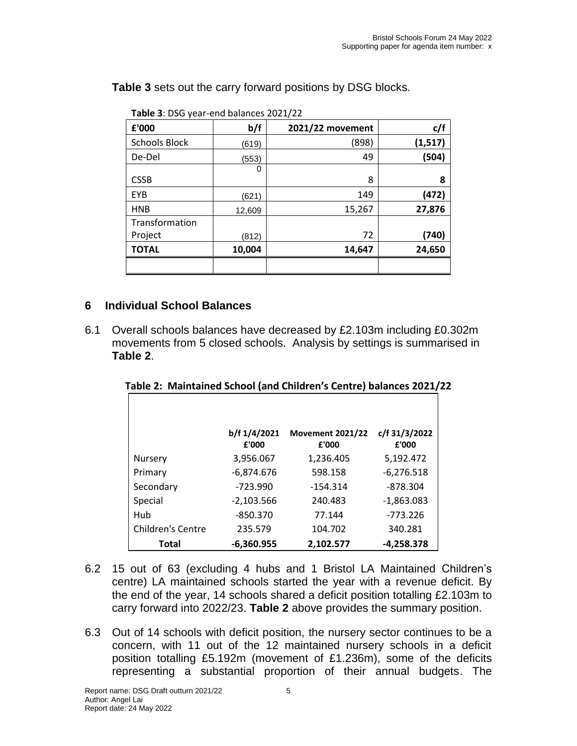**Table 3** sets out the carry forward positions by DSG blocks.

**Table 3**: DSG year-end balances 2021/22

| £'000 | b/f | 2021/22 movement | c/f |
|---|---|---|---|
| Schools Block | (619) | (898) | **(1,517)** |
| De-Del | (553) | 49 | **(504)** |
| CSSB | 0 | 8 | **8** |
| EYB | (621) | 149 | **(472)** |
| HNB | 12,609 | 15,267 | **27,876** |
| Transformation Project | (812) | 72 | **(740)** |
| **TOTAL** | **10,004** | **14,647** | **24,650** |

## 6 Individual School Balances

6.1 Overall schools balances have decreased by £2.103m including £0.302m movements from 5 closed schools. Analysis by settings is summarised in **Table 2**.

**Table 2: Maintained School (and Children's Centre) balances 2021/22**

| | b/f 1/4/2021 £'000 | Movement 2021/22 £'000 | c/f 31/3/2022 £'000 |
|---|---|---|---|
| Nursery | 3,956.067 | 1,236.405 | 5,192.472 |
| Primary | -6,874.676 | 598.158 | -6,276.518 |
| Secondary | -723.990 | -154.314 | -878.304 |
| Special | -2,103.566 | 240.483 | -1,863.083 |
| Hub | -850.370 | 77.144 | -773.226 |
| Children's Centre | 235.579 | 104.702 | 340.281 |
| **Total** | **-6,360.955** | **2,102.577** | **-4,258.378** |

6.2 15 out of 63 (excluding 4 hubs and 1 Bristol LA Maintained Children's centre) LA maintained schools started the year with a revenue deficit. By the end of the year, 14 schools shared a deficit position totalling £2.103m to carry forward into 2022/23. **Table 2** above provides the summary position.

6.3 Out of 14 schools with deficit position, the nursery sector continues to be a concern, with 11 out of the 12 maintained nursery schools in a deficit position totalling £5.192m (movement of £1.236m), some of the deficits representing a substantial proportion of their annual budgets. The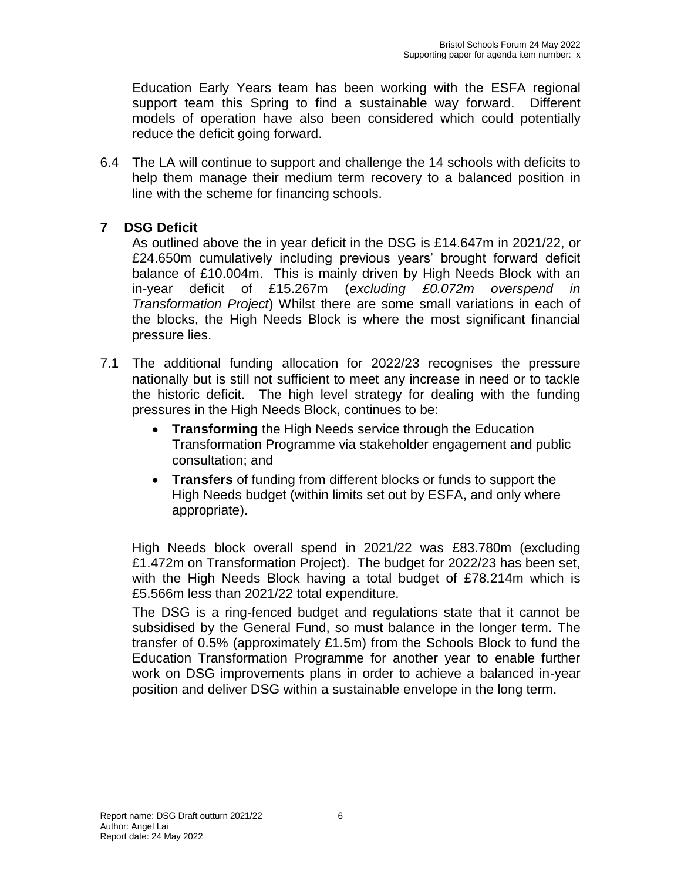Education Early Years team has been working with the ESFA regional support team this Spring to find a sustainable way forward. Different models of operation have also been considered which could potentially reduce the deficit going forward.

6.4 The LA will continue to support and challenge the 14 schools with deficits to help them manage their medium term recovery to a balanced position in line with the scheme for financing schools.

## 7 DSG Deficit

As outlined above the in year deficit in the DSG is £14.647m in 2021/22, or £24.650m cumulatively including previous years' brought forward deficit balance of £10.004m. This is mainly driven by High Needs Block with an in-year deficit of £15.267m (*excluding £0.072m overspend in Transformation Project*) Whilst there are some small variations in each of the blocks, the High Needs Block is where the most significant financial pressure lies.

7.1 The additional funding allocation for 2022/23 recognises the pressure nationally but is still not sufficient to meet any increase in need or to tackle the historic deficit. The high level strategy for dealing with the funding pressures in the High Needs Block, continues to be:

- **Transforming** the High Needs service through the Education Transformation Programme via stakeholder engagement and public consultation; and
- **Transfers** of funding from different blocks or funds to support the High Needs budget (within limits set out by ESFA, and only where appropriate).

High Needs block overall spend in 2021/22 was £83.780m (excluding £1.472m on Transformation Project). The budget for 2022/23 has been set, with the High Needs Block having a total budget of £78.214m which is £5.566m less than 2021/22 total expenditure.

The DSG is a ring-fenced budget and regulations state that it cannot be subsidised by the General Fund, so must balance in the longer term. The transfer of 0.5% (approximately £1.5m) from the Schools Block to fund the Education Transformation Programme for another year to enable further work on DSG improvements plans in order to achieve a balanced in-year position and deliver DSG within a sustainable envelope in the long term.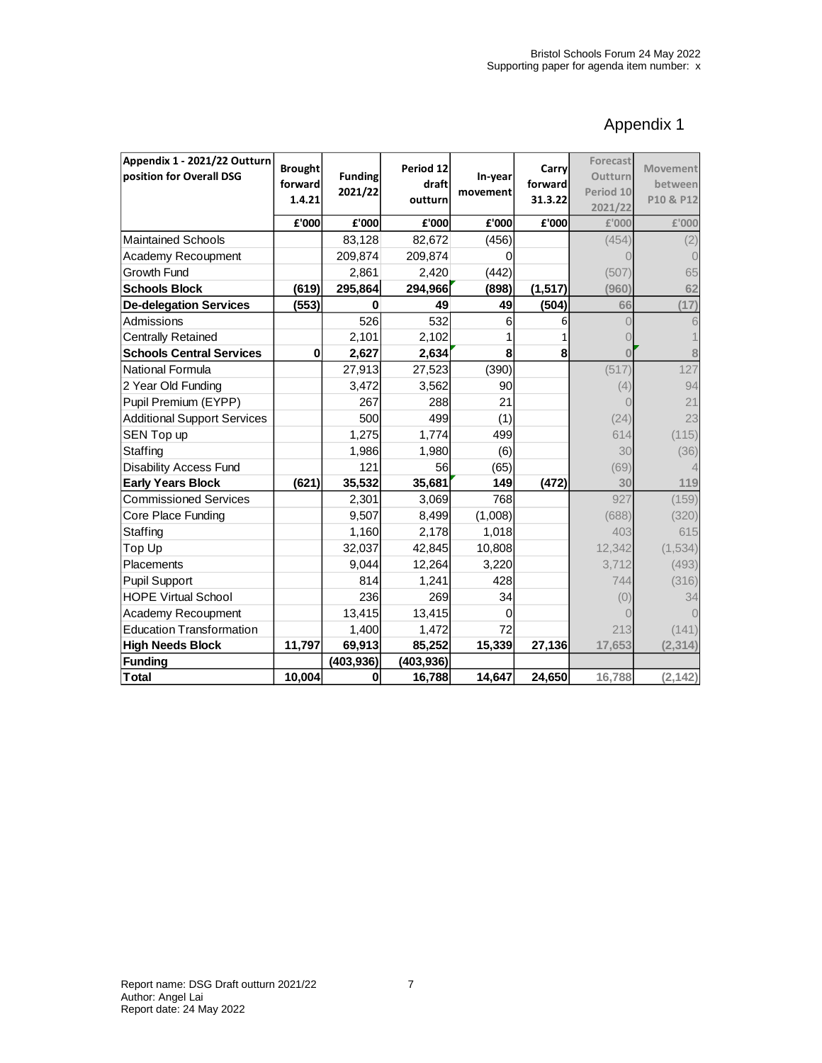Bristol Schools Forum 24 May 2022
Supporting paper for agenda item number: x

# Appendix 1

| Appendix 1 - 2021/22 Outturn position for Overall DSG | Brought forward 1.4.21 | Funding 2021/22 | Period 12 draft outturn | In-year movement | Carry forward 31.3.22 | Forecast Outturn Period 10 2021/22 | Movement between P10 & P12 |
|---|---|---|---|---|---|---|---|
| | £'000 | £'000 | £'000 | £'000 | £'000 | £'000 | £'000 |
| Maintained Schools | | 83,128 | 82,672 | (456) | | (454) | (2) |
| Academy Recoupment | | 209,874 | 209,874 | 0 | | 0 | 0 |
| Growth Fund | | 2,861 | 2,420 | (442) | | (507) | 65 |
| **Schools Block** | **(619)** | **295,864** | **294,966** | **(898)** | **(1,517)** | **(960)** | **62** |
| **De-delegation Services** | **(553)** | **0** | **49** | **49** | **(504)** | **66** | **(17)** |
| Admissions | | 526 | 532 | 6 | 6 | 0 | 6 |
| Centrally Retained | | 2,101 | 2,102 | 1 | 1 | 0 | 1 |
| **Schools Central Services** | **0** | **2,627** | **2,634** | **8** | **8** | **0** | **8** |
| National Formula | | 27,913 | 27,523 | (390) | | (517) | 127 |
| 2 Year Old Funding | | 3,472 | 3,562 | 90 | | (4) | 94 |
| Pupil Premium (EYPP) | | 267 | 288 | 21 | | 0 | 21 |
| Additional Support Services | | 500 | 499 | (1) | | (24) | 23 |
| SEN Top up | | 1,275 | 1,774 | 499 | | 614 | (115) |
| Staffing | | 1,986 | 1,980 | (6) | | 30 | (36) |
| Disability Access Fund | | 121 | 56 | (65) | | (69) | 4 |
| **Early Years Block** | **(621)** | **35,532** | **35,681** | **149** | **(472)** | **30** | **119** |
| Commissioned Services | | 2,301 | 3,069 | 768 | | 927 | (159) |
| Core Place Funding | | 9,507 | 8,499 | (1,008) | | (688) | (320) |
| Staffing | | 1,160 | 2,178 | 1,018 | | 403 | 615 |
| Top Up | | 32,037 | 42,845 | 10,808 | | 12,342 | (1,534) |
| Placements | | 9,044 | 12,264 | 3,220 | | 3,712 | (493) |
| Pupil Support | | 814 | 1,241 | 428 | | 744 | (316) |
| HOPE Virtual School | | 236 | 269 | 34 | | (0) | 34 |
| Academy Recoupment | | 13,415 | 13,415 | 0 | | 0 | 0 |
| Education Transformation | | 1,400 | 1,472 | 72 | | 213 | (141) |
| **High Needs Block** | **11,797** | **69,913** | **85,252** | **15,339** | **27,136** | **17,653** | **(2,314)** |
| **Funding** | | **(403,936)** | **(403,936)** | | | | |
| **Total** | **10,004** | **0** | **16,788** | **14,647** | **24,650** | **16,788** | **(2,142)** |

Report name: DSG Draft outturn 2021/22
Author: Angel Lai
Report date: 24 May 2022